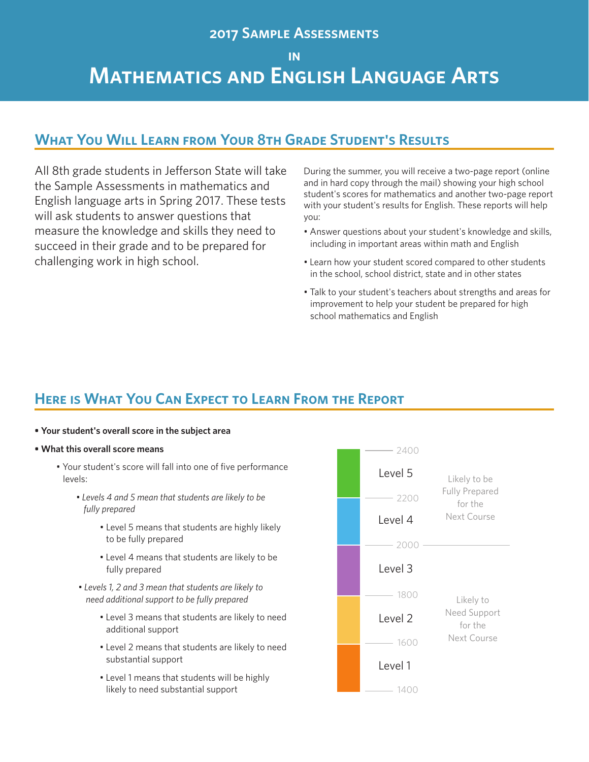# 2017 Sample Assessments in Mathematics and English Language Arts

## What You Will Learn from Your 8th Grade Student's Results

All 8th grade students in Jefferson State will take the Sample Assessments in mathematics and English language arts in Spring 2017. These tests will ask students to answer questions that measure the knowledge and skills they need to succeed in their grade and to be prepared for challenging work in high school.

During the summer, you will receive a two-page report (online and in hard copy through the mail) showing your high school student's scores for mathematics and another two-page report with your student's results for English. These reports will help you:

- Answer questions about your student's knowledge and skills, including in important areas within math and English
- Learn how your student scored compared to other students in the school, school district, state and in other states
- Talk to your student's teachers about strengths and areas for improvement to help your student be prepared for high school mathematics and English

## Here is What You Can Expect to Learn From the Report

- **Your student's overall score in the subject area**
- **What this overall score means**
  - Your student's score will fall into one of five performance levels:
    - *Levels 4 and 5 mean that students are likely to be fully prepared*
      - Level 5 means that students are highly likely to be fully prepared
      - Level 4 means that students are likely to be fully prepared
    - *Levels 1, 2 and 3 mean that students are likely to need additional support to be fully prepared*
      - Level 3 means that students are likely to need additional support
      - Level 2 means that students are likely to need substantial support
      - Level 1 means that students will be highly likely to need substantial support

2400
Level 5
2200
Level 4
Likely to be Fully Prepared for the Next Course
2000
Level 3
1800
Level 2
1600
Level 1
1400
Likely to Need Support for the Next Course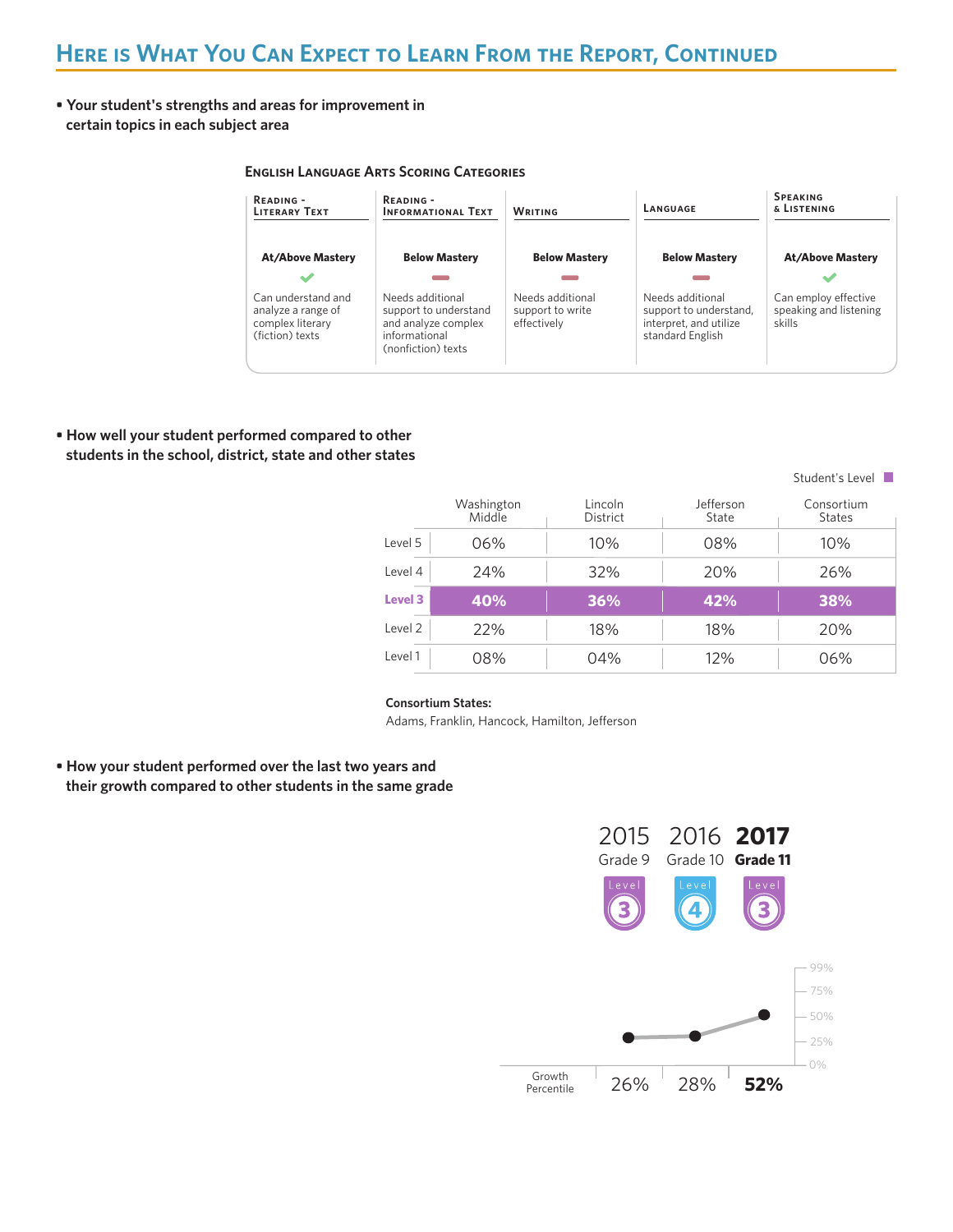## Here is What You Can Expect to Learn From the Report, Continued

- **Your student's strengths and areas for improvement in certain topics in each subject area**

### English Language Arts Scoring Categories

| Reading - Literary Text | Reading - Informational Text | Writing | Language | Speaking & Listening |
|---|---|---|---|---|
| **At/Above Mastery** ✓ | **Below Mastery** — | **Below Mastery** — | **Below Mastery** — | **At/Above Mastery** ✓ |
| Can understand and analyze a range of complex literary (fiction) texts | Needs additional support to understand and analyze complex informational (nonfiction) texts | Needs additional support to write effectively | Needs additional support to understand, interpret, and utilize standard English | Can employ effective speaking and listening skills |

- **How well your student performed compared to other students in the school, district, state and other states**

Student's Level

| | Washington Middle | Lincoln District | Jefferson State | Consortium States |
|---|---|---|---|---|
| Level 5 | 06% | 10% | 08% | 10% |
| Level 4 | 24% | 32% | 20% | 26% |
| **Level 3** | **40%** | **36%** | **42%** | **38%** |
| Level 2 | 22% | 18% | 18% | 20% |
| Level 1 | 08% | 04% | 12% | 06% |

**Consortium States:**
Adams, Franklin, Hancock, Hamilton, Jefferson

- **How your student performed over the last two years and their growth compared to other students in the same grade**

2015 Grade 9 Level 3

2016 Grade 10 Level 4

**2017 Grade 11** Level 3

99%
75%
50%
25%
0%

Growth Percentile 26% 28% **52%**